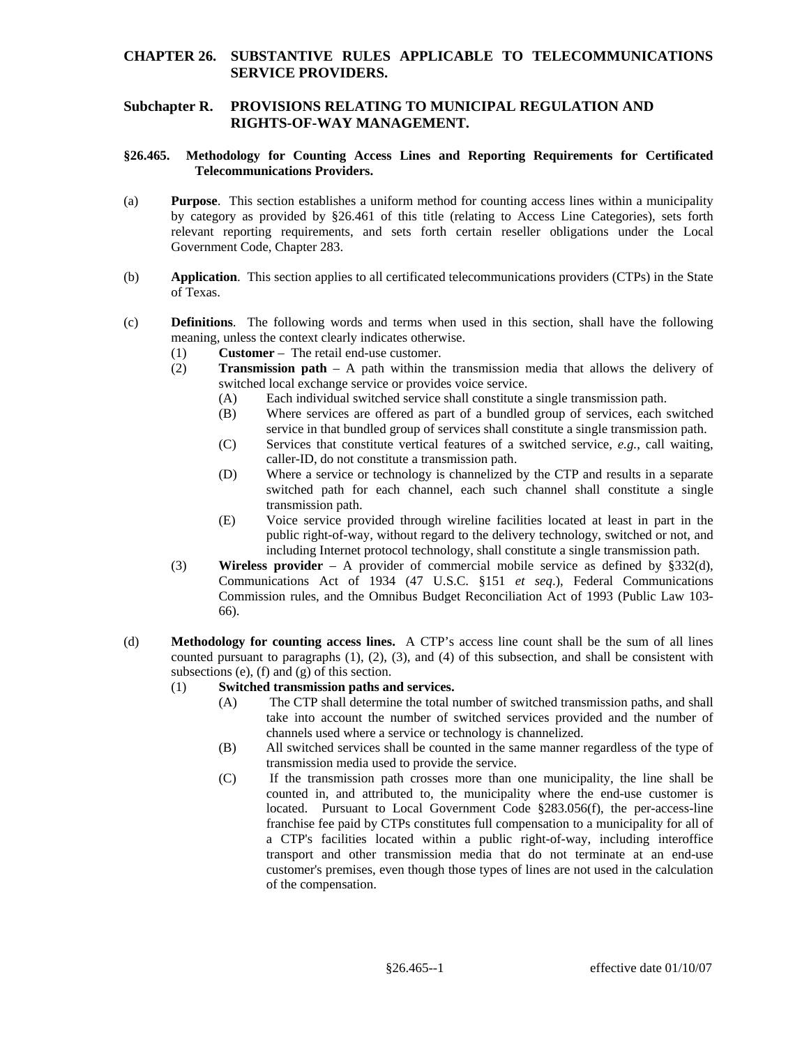# CHAPTER 26. SUBSTANTIVE RULES APPLICABLE TO TELECOMMUNICATIONS SERVICE PROVIDERS.

## Subchapter R. PROVISIONS RELATING TO MUNICIPAL REGULATION AND RIGHTS-OF-WAY MANAGEMENT.

### §26.465. Methodology for Counting Access Lines and Reporting Requirements for Certificated Telecommunications Providers.

(a) **Purpose**. This section establishes a uniform method for counting access lines within a municipality by category as provided by §26.461 of this title (relating to Access Line Categories), sets forth relevant reporting requirements, and sets forth certain reseller obligations under the Local Government Code, Chapter 283.

(b) **Application**. This section applies to all certificated telecommunications providers (CTPs) in the State of Texas.

(c) **Definitions**. The following words and terms when used in this section, shall have the following meaning, unless the context clearly indicates otherwise.

- (1) **Customer** – The retail end-use customer.
- (2) **Transmission path** – A path within the transmission media that allows the delivery of switched local exchange service or provides voice service.
  - (A) Each individual switched service shall constitute a single transmission path.
  - (B) Where services are offered as part of a bundled group of services, each switched service in that bundled group of services shall constitute a single transmission path.
  - (C) Services that constitute vertical features of a switched service, *e.g.*, call waiting, caller-ID, do not constitute a transmission path.
  - (D) Where a service or technology is channelized by the CTP and results in a separate switched path for each channel, each such channel shall constitute a single transmission path.
  - (E) Voice service provided through wireline facilities located at least in part in the public right-of-way, without regard to the delivery technology, switched or not, and including Internet protocol technology, shall constitute a single transmission path.
- (3) **Wireless provider** – A provider of commercial mobile service as defined by §332(d), Communications Act of 1934 (47 U.S.C. §151 *et seq*.), Federal Communications Commission rules, and the Omnibus Budget Reconciliation Act of 1993 (Public Law 103-66).

(d) **Methodology for counting access lines.** A CTP's access line count shall be the sum of all lines counted pursuant to paragraphs (1), (2), (3), and (4) of this subsection, and shall be consistent with subsections (e), (f) and (g) of this section.

- (1) **Switched transmission paths and services.**
  - (A) The CTP shall determine the total number of switched transmission paths, and shall take into account the number of switched services provided and the number of channels used where a service or technology is channelized.
  - (B) All switched services shall be counted in the same manner regardless of the type of transmission media used to provide the service.
  - (C) If the transmission path crosses more than one municipality, the line shall be counted in, and attributed to, the municipality where the end-use customer is located. Pursuant to Local Government Code §283.056(f), the per-access-line franchise fee paid by CTPs constitutes full compensation to a municipality for all of a CTP's facilities located within a public right-of-way, including interoffice transport and other transmission media that do not terminate at an end-use customer's premises, even though those types of lines are not used in the calculation of the compensation.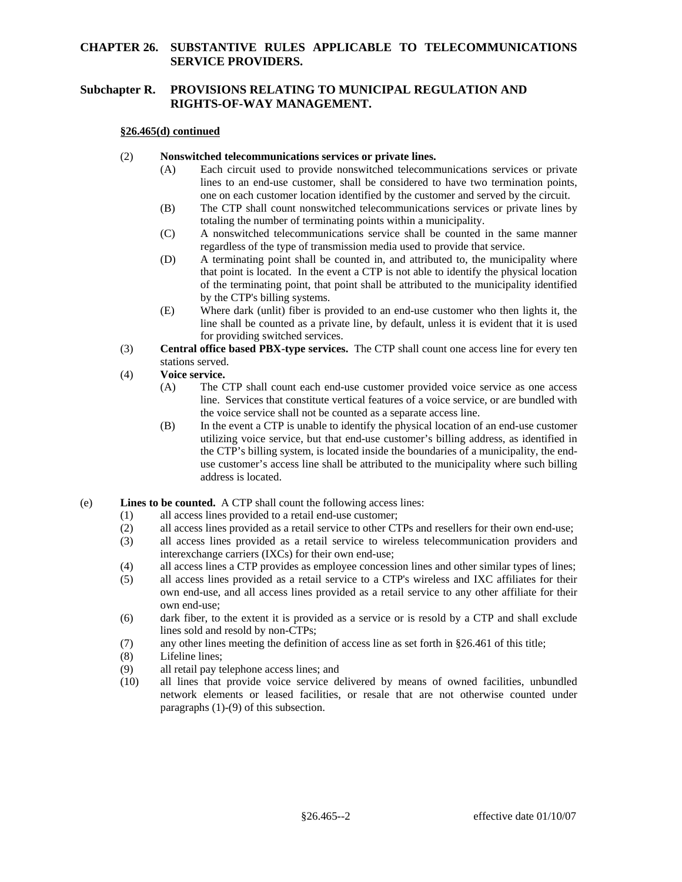**§26.465(d) continued**

(2) **Nonswitched telecommunications services or private lines.**

(A) Each circuit used to provide nonswitched telecommunications services or private lines to an end-use customer, shall be considered to have two termination points, one on each customer location identified by the customer and served by the circuit.

(B) The CTP shall count nonswitched telecommunications services or private lines by totaling the number of terminating points within a municipality.

(C) A nonswitched telecommunications service shall be counted in the same manner regardless of the type of transmission media used to provide that service.

(D) A terminating point shall be counted in, and attributed to, the municipality where that point is located. In the event a CTP is not able to identify the physical location of the terminating point, that point shall be attributed to the municipality identified by the CTP's billing systems.

(E) Where dark (unlit) fiber is provided to an end-use customer who then lights it, the line shall be counted as a private line, by default, unless it is evident that it is used for providing switched services.

(3) **Central office based PBX-type services.** The CTP shall count one access line for every ten stations served.

(4) **Voice service.**

(A) The CTP shall count each end-use customer provided voice service as one access line. Services that constitute vertical features of a voice service, or are bundled with the voice service shall not be counted as a separate access line.

(B) In the event a CTP is unable to identify the physical location of an end-use customer utilizing voice service, but that end-use customer's billing address, as identified in the CTP's billing system, is located inside the boundaries of a municipality, the end-use customer's access line shall be attributed to the municipality where such billing address is located.

(e) **Lines to be counted.** A CTP shall count the following access lines:

(1) all access lines provided to a retail end-use customer;

(2) all access lines provided as a retail service to other CTPs and resellers for their own end-use;

(3) all access lines provided as a retail service to wireless telecommunication providers and interexchange carriers (IXCs) for their own end-use;

(4) all access lines a CTP provides as employee concession lines and other similar types of lines;

(5) all access lines provided as a retail service to a CTP's wireless and IXC affiliates for their own end-use, and all access lines provided as a retail service to any other affiliate for their own end-use;

(6) dark fiber, to the extent it is provided as a service or is resold by a CTP and shall exclude lines sold and resold by non-CTPs;

(7) any other lines meeting the definition of access line as set forth in §26.461 of this title;

(8) Lifeline lines;

(9) all retail pay telephone access lines; and

(10) all lines that provide voice service delivered by means of owned facilities, unbundled network elements or leased facilities, or resale that are not otherwise counted under paragraphs (1)-(9) of this subsection.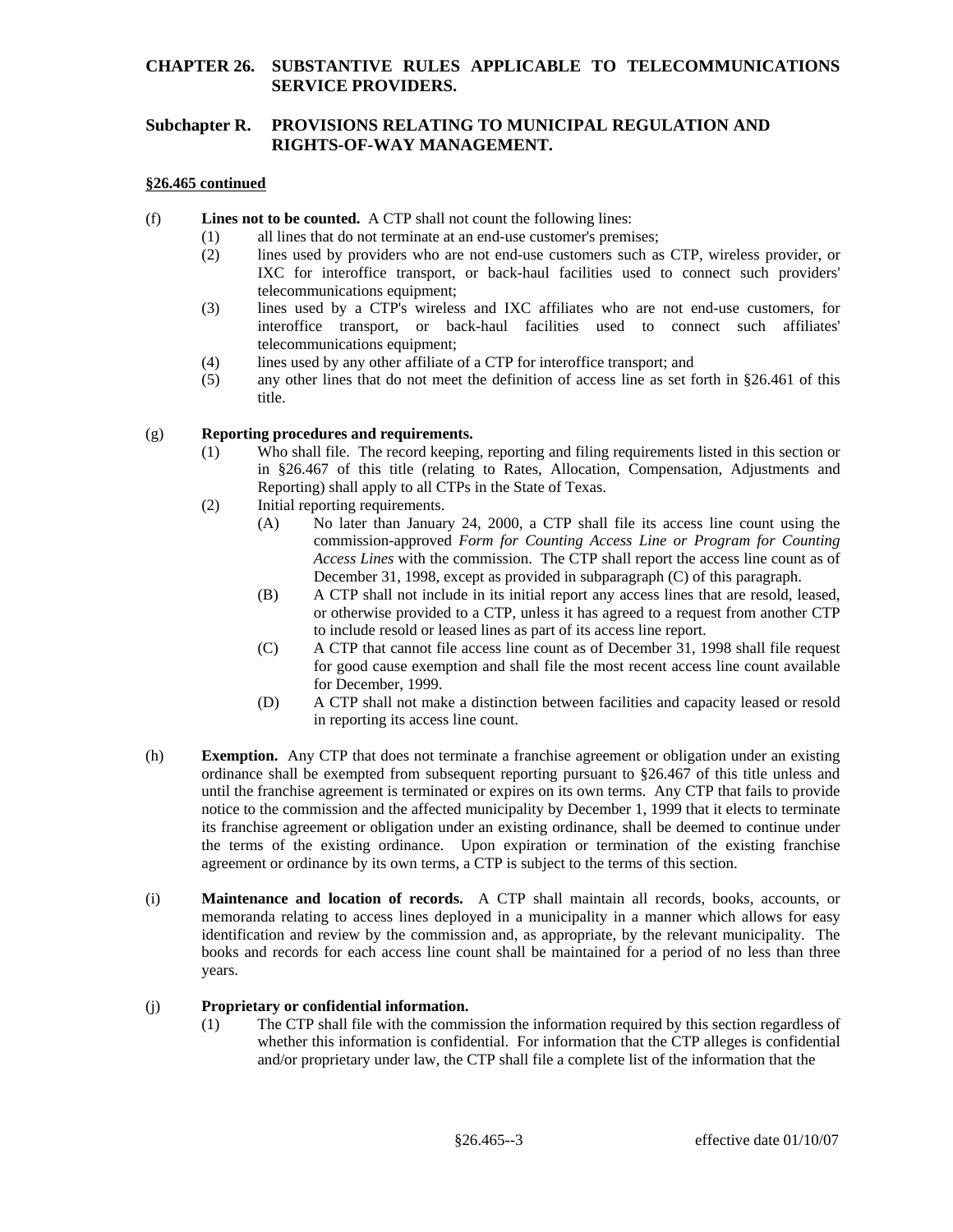**§26.465 continued**

(f) **Lines not to be counted.** A CTP shall not count the following lines:

(1) all lines that do not terminate at an end-use customer's premises;

(2) lines used by providers who are not end-use customers such as CTP, wireless provider, or IXC for interoffice transport, or back-haul facilities used to connect such providers' telecommunications equipment;

(3) lines used by a CTP's wireless and IXC affiliates who are not end-use customers, for interoffice transport, or back-haul facilities used to connect such affiliates' telecommunications equipment;

(4) lines used by any other affiliate of a CTP for interoffice transport; and

(5) any other lines that do not meet the definition of access line as set forth in §26.461 of this title.

(g) **Reporting procedures and requirements.**

(1) Who shall file. The record keeping, reporting and filing requirements listed in this section or in §26.467 of this title (relating to Rates, Allocation, Compensation, Adjustments and Reporting) shall apply to all CTPs in the State of Texas.

(2) Initial reporting requirements.

(A) No later than January 24, 2000, a CTP shall file its access line count using the commission-approved *Form for Counting Access Line or Program for Counting Access Lines* with the commission. The CTP shall report the access line count as of December 31, 1998, except as provided in subparagraph (C) of this paragraph.

(B) A CTP shall not include in its initial report any access lines that are resold, leased, or otherwise provided to a CTP, unless it has agreed to a request from another CTP to include resold or leased lines as part of its access line report.

(C) A CTP that cannot file access line count as of December 31, 1998 shall file request for good cause exemption and shall file the most recent access line count available for December, 1999.

(D) A CTP shall not make a distinction between facilities and capacity leased or resold in reporting its access line count.

(h) **Exemption.** Any CTP that does not terminate a franchise agreement or obligation under an existing ordinance shall be exempted from subsequent reporting pursuant to §26.467 of this title unless and until the franchise agreement is terminated or expires on its own terms. Any CTP that fails to provide notice to the commission and the affected municipality by December 1, 1999 that it elects to terminate its franchise agreement or obligation under an existing ordinance, shall be deemed to continue under the terms of the existing ordinance. Upon expiration or termination of the existing franchise agreement or ordinance by its own terms, a CTP is subject to the terms of this section.

(i) **Maintenance and location of records.** A CTP shall maintain all records, books, accounts, or memoranda relating to access lines deployed in a municipality in a manner which allows for easy identification and review by the commission and, as appropriate, by the relevant municipality. The books and records for each access line count shall be maintained for a period of no less than three years.

(j) **Proprietary or confidential information.**

(1) The CTP shall file with the commission the information required by this section regardless of whether this information is confidential. For information that the CTP alleges is confidential and/or proprietary under law, the CTP shall file a complete list of the information that the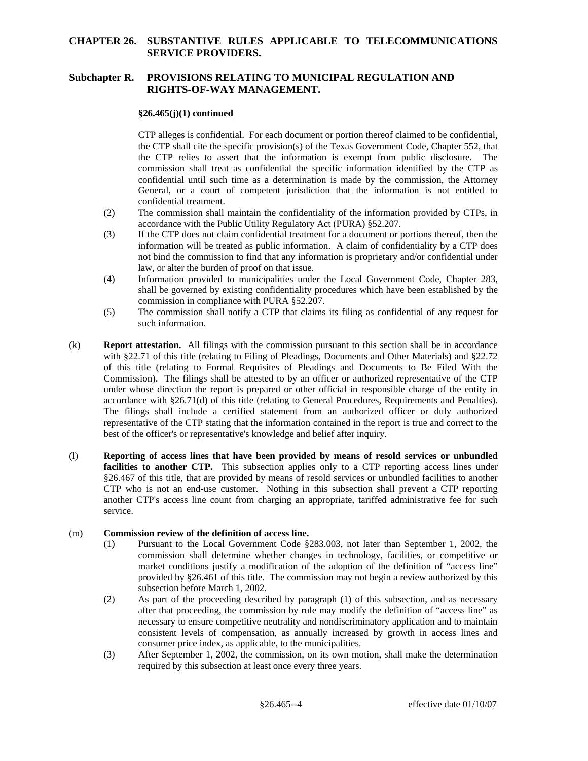**§26.465(j)(1) continued**

CTP alleges is confidential. For each document or portion thereof claimed to be confidential, the CTP shall cite the specific provision(s) of the Texas Government Code, Chapter 552, that the CTP relies to assert that the information is exempt from public disclosure. The commission shall treat as confidential the specific information identified by the CTP as confidential until such time as a determination is made by the commission, the Attorney General, or a court of competent jurisdiction that the information is not entitled to confidential treatment.

(2) The commission shall maintain the confidentiality of the information provided by CTPs, in accordance with the Public Utility Regulatory Act (PURA) §52.207.

(3) If the CTP does not claim confidential treatment for a document or portions thereof, then the information will be treated as public information. A claim of confidentiality by a CTP does not bind the commission to find that any information is proprietary and/or confidential under law, or alter the burden of proof on that issue.

(4) Information provided to municipalities under the Local Government Code, Chapter 283, shall be governed by existing confidentiality procedures which have been established by the commission in compliance with PURA §52.207.

(5) The commission shall notify a CTP that claims its filing as confidential of any request for such information.

(k) **Report attestation.** All filings with the commission pursuant to this section shall be in accordance with §22.71 of this title (relating to Filing of Pleadings, Documents and Other Materials) and §22.72 of this title (relating to Formal Requisites of Pleadings and Documents to Be Filed With the Commission). The filings shall be attested to by an officer or authorized representative of the CTP under whose direction the report is prepared or other official in responsible charge of the entity in accordance with §26.71(d) of this title (relating to General Procedures, Requirements and Penalties). The filings shall include a certified statement from an authorized officer or duly authorized representative of the CTP stating that the information contained in the report is true and correct to the best of the officer's or representative's knowledge and belief after inquiry.

(l) **Reporting of access lines that have been provided by means of resold services or unbundled facilities to another CTP.** This subsection applies only to a CTP reporting access lines under §26.467 of this title, that are provided by means of resold services or unbundled facilities to another CTP who is not an end-use customer. Nothing in this subsection shall prevent a CTP reporting another CTP's access line count from charging an appropriate, tariffed administrative fee for such service.

(m) **Commission review of the definition of access line.**

(1) Pursuant to the Local Government Code §283.003, not later than September 1, 2002, the commission shall determine whether changes in technology, facilities, or competitive or market conditions justify a modification of the adoption of the definition of "access line" provided by §26.461 of this title. The commission may not begin a review authorized by this subsection before March 1, 2002.

(2) As part of the proceeding described by paragraph (1) of this subsection, and as necessary after that proceeding, the commission by rule may modify the definition of "access line" as necessary to ensure competitive neutrality and nondiscriminatory application and to maintain consistent levels of compensation, as annually increased by growth in access lines and consumer price index, as applicable, to the municipalities.

(3) After September 1, 2002, the commission, on its own motion, shall make the determination required by this subsection at least once every three years.